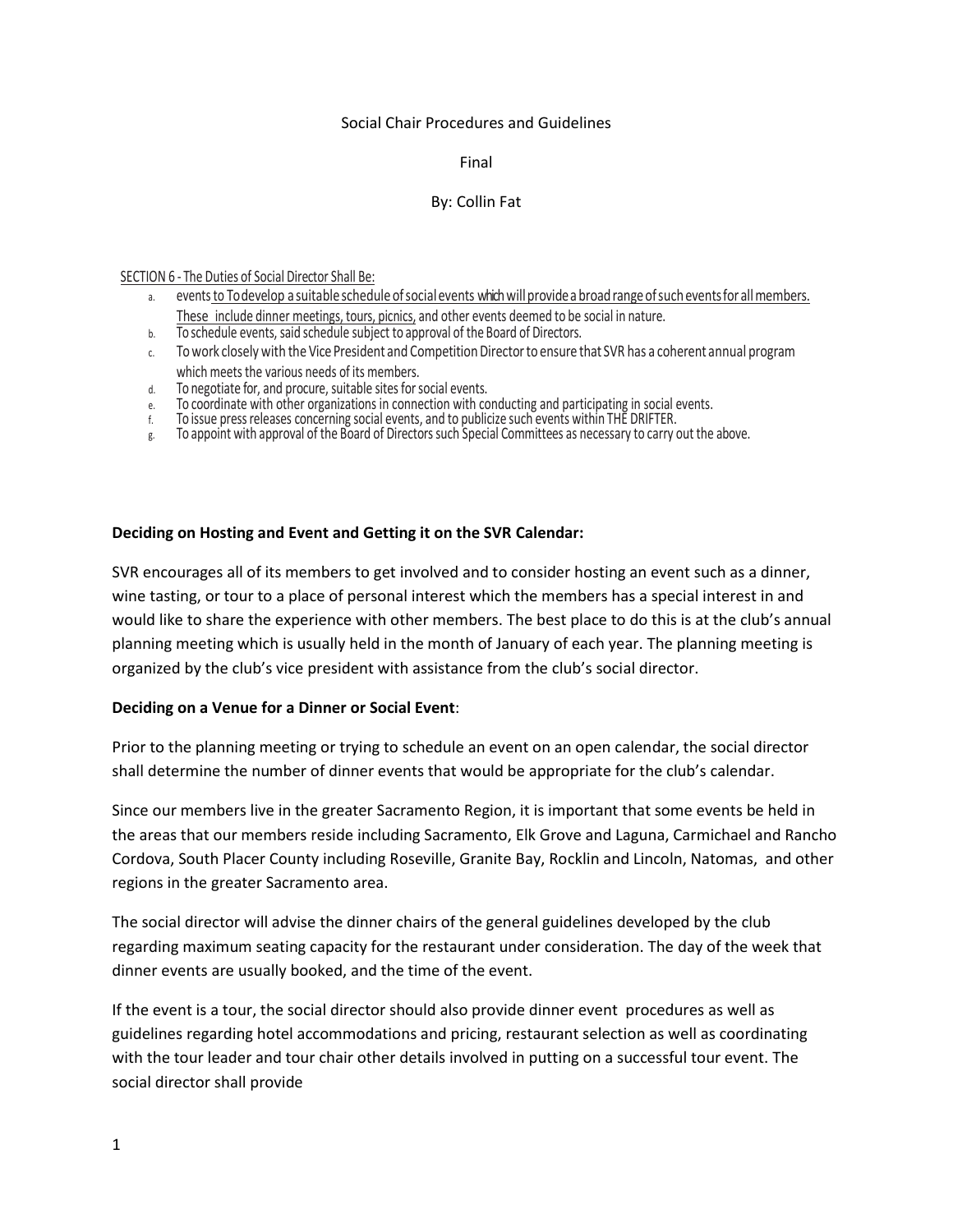Social Chair Procedures and Guidelines

Final

By: Collin Fat

SECTION 6 - The Duties of Social Director Shall Be:

a. events to To develop a suitable schedule of social events which will provide a broad range of such events for all members. These include dinner meetings, tours, picnics, and other events deemed to be social in nature.
b. To schedule events, said schedule subject to approval of the Board of Directors.
c. To work closely with the Vice President and Competition Director to ensure that SVR has a coherent annual program which meets the various needs of its members.
d. To negotiate for, and procure, suitable sites for social events.
e. To coordinate with other organizations in connection with conducting and participating in social events.
f. To issue press releases concerning social events, and to publicize such events within THE DRIFTER.
g. To appoint with approval of the Board of Directors such Special Committees as necessary to carry out the above.

**Deciding on Hosting and Event and Getting it on the SVR Calendar:**

SVR encourages all of its members to get involved and to consider hosting an event such as a dinner, wine tasting, or tour to a place of personal interest which the members has a special interest in and would like to share the experience with other members. The best place to do this is at the club's annual planning meeting which is usually held in the month of January of each year. The planning meeting is organized by the club's vice president with assistance from the club's social director.

**Deciding on a Venue for a Dinner or Social Event**:

Prior to the planning meeting or trying to schedule an event on an open calendar, the social director shall determine the number of dinner events that would be appropriate for the club's calendar.

Since our members live in the greater Sacramento Region, it is important that some events be held in the areas that our members reside including Sacramento, Elk Grove and Laguna, Carmichael and Rancho Cordova, South Placer County including Roseville, Granite Bay, Rocklin and Lincoln, Natomas, and other regions in the greater Sacramento area.

The social director will advise the dinner chairs of the general guidelines developed by the club regarding maximum seating capacity for the restaurant under consideration. The day of the week that dinner events are usually booked, and the time of the event.

If the event is a tour, the social director should also provide dinner event procedures as well as guidelines regarding hotel accommodations and pricing, restaurant selection as well as coordinating with the tour leader and tour chair other details involved in putting on a successful tour event. The social director shall provide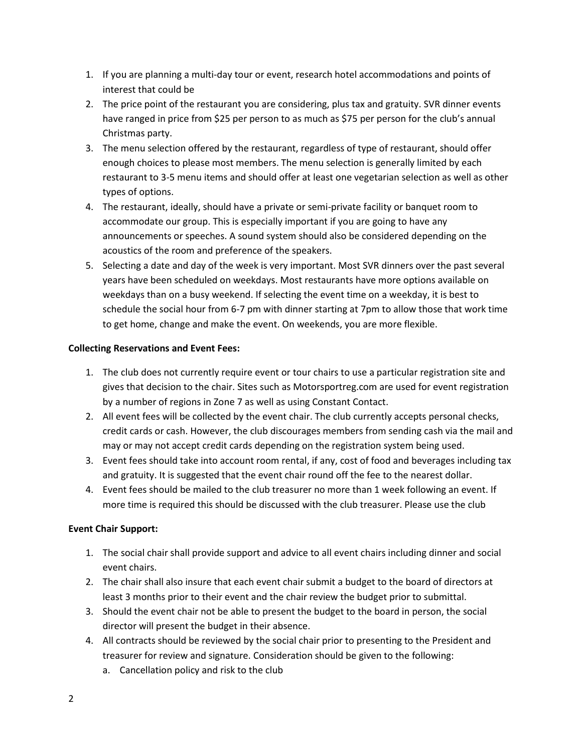1. If you are planning a multi-day tour or event, research hotel accommodations and points of interest that could be
2. The price point of the restaurant you are considering, plus tax and gratuity. SVR dinner events have ranged in price from $25 per person to as much as $75 per person for the club's annual Christmas party.
3. The menu selection offered by the restaurant, regardless of type of restaurant, should offer enough choices to please most members. The menu selection is generally limited by each restaurant to 3-5 menu items and should offer at least one vegetarian selection as well as other types of options.
4. The restaurant, ideally, should have a private or semi-private facility or banquet room to accommodate our group. This is especially important if you are going to have any announcements or speeches. A sound system should also be considered depending on the acoustics of the room and preference of the speakers.
5. Selecting a date and day of the week is very important. Most SVR dinners over the past several years have been scheduled on weekdays. Most restaurants have more options available on weekdays than on a busy weekend. If selecting the event time on a weekday, it is best to schedule the social hour from 6-7 pm with dinner starting at 7pm to allow those that work time to get home, change and make the event. On weekends, you are more flexible.

**Collecting Reservations and Event Fees:**

1. The club does not currently require event or tour chairs to use a particular registration site and gives that decision to the chair. Sites such as Motorsportreg.com are used for event registration by a number of regions in Zone 7 as well as using Constant Contact.
2. All event fees will be collected by the event chair. The club currently accepts personal checks, credit cards or cash. However, the club discourages members from sending cash via the mail and may or may not accept credit cards depending on the registration system being used.
3. Event fees should take into account room rental, if any, cost of food and beverages including tax and gratuity. It is suggested that the event chair round off the fee to the nearest dollar.
4. Event fees should be mailed to the club treasurer no more than 1 week following an event. If more time is required this should be discussed with the club treasurer. Please use the club

**Event Chair Support:**

1. The social chair shall provide support and advice to all event chairs including dinner and social event chairs.
2. The chair shall also insure that each event chair submit a budget to the board of directors at least 3 months prior to their event and the chair review the budget prior to submittal.
3. Should the event chair not be able to present the budget to the board in person, the social director will present the budget in their absence.
4. All contracts should be reviewed by the social chair prior to presenting to the President and treasurer for review and signature. Consideration should be given to the following:
   a. Cancellation policy and risk to the club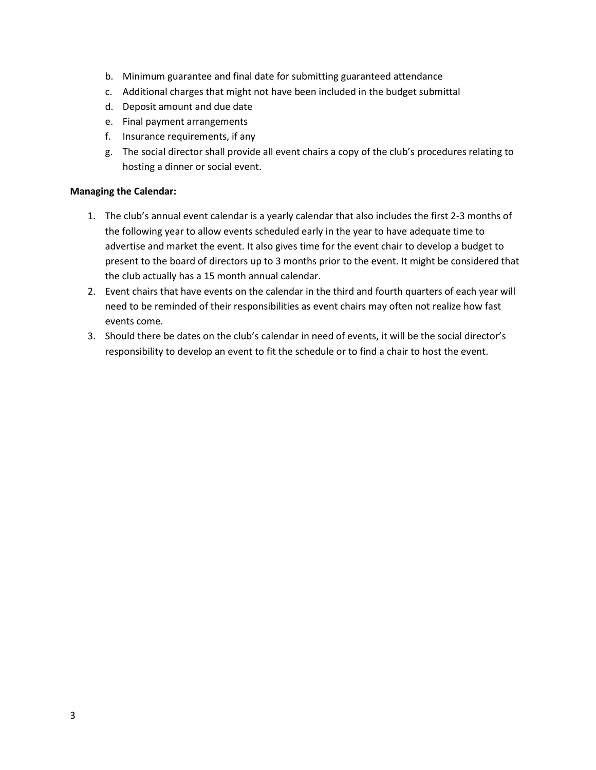b. Minimum guarantee and final date for submitting guaranteed attendance
c. Additional charges that might not have been included in the budget submittal
d. Deposit amount and due date
e. Final payment arrangements
f. Insurance requirements, if any
g. The social director shall provide all event chairs a copy of the club's procedures relating to hosting a dinner or social event.

**Managing the Calendar:**

1. The club's annual event calendar is a yearly calendar that also includes the first 2-3 months of the following year to allow events scheduled early in the year to have adequate time to advertise and market the event. It also gives time for the event chair to develop a budget to present to the board of directors up to 3 months prior to the event. It might be considered that the club actually has a 15 month annual calendar.
2. Event chairs that have events on the calendar in the third and fourth quarters of each year will need to be reminded of their responsibilities as event chairs may often not realize how fast events come.
3. Should there be dates on the club's calendar in need of events, it will be the social director's responsibility to develop an event to fit the schedule or to find a chair to host the event.